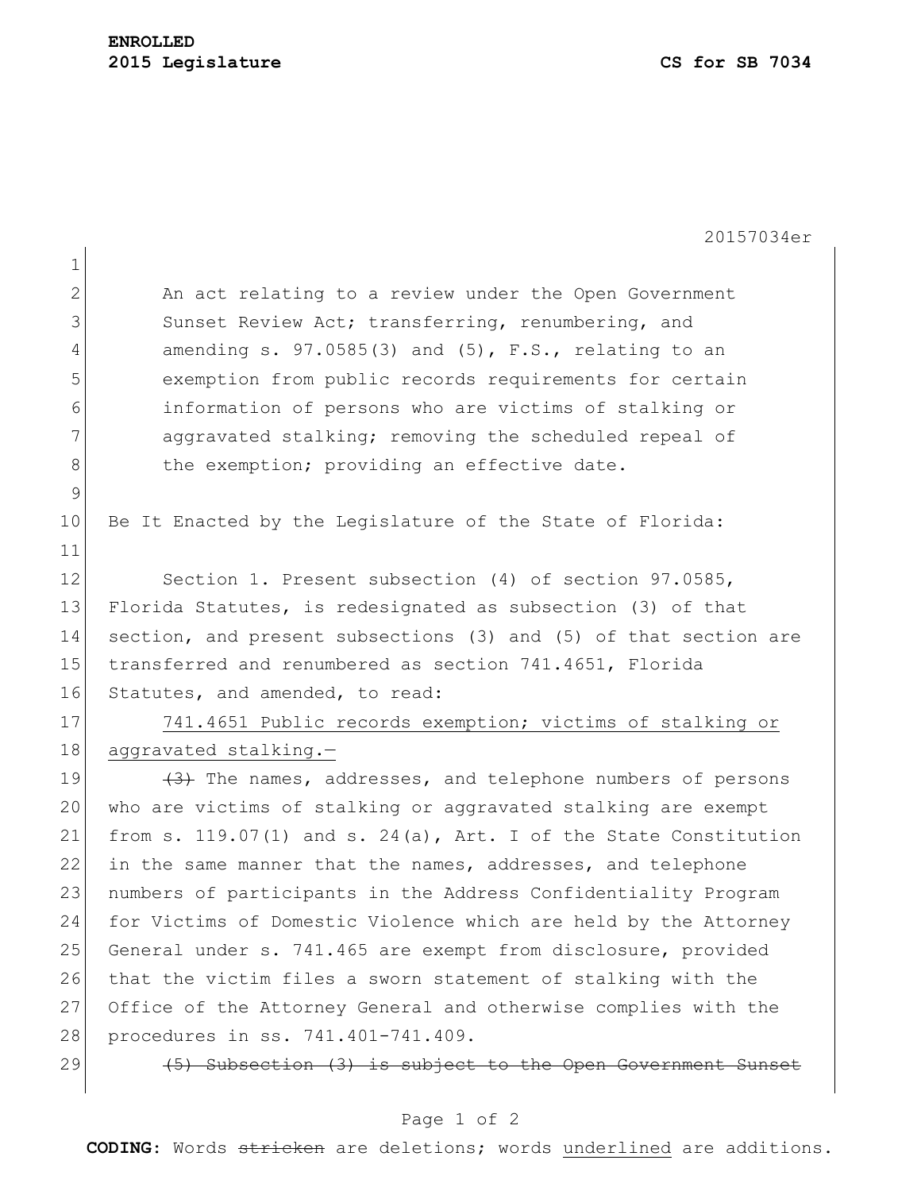**ENROLLED**
**2015 Legislature** **CS for SB 7034**

20157034er

An act relating to a review under the Open Government Sunset Review Act; transferring, renumbering, and amending s. 97.0585(3) and (5), F.S., relating to an exemption from public records requirements for certain information of persons who are victims of stalking or aggravated stalking; removing the scheduled repeal of the exemption; providing an effective date.

Be It Enacted by the Legislature of the State of Florida:

Section 1. Present subsection (4) of section 97.0585, Florida Statutes, is redesignated as subsection (3) of that section, and present subsections (3) and (5) of that section are transferred and renumbered as section 741.4651, Florida Statutes, and amended, to read:

<u>741.4651 Public records exemption; victims of stalking or aggravated stalking.—</u>

~~(3)~~ The names, addresses, and telephone numbers of persons who are victims of stalking or aggravated stalking are exempt from s. 119.07(1) and s. 24(a), Art. I of the State Constitution in the same manner that the names, addresses, and telephone numbers of participants in the Address Confidentiality Program for Victims of Domestic Violence which are held by the Attorney General under s. 741.465 are exempt from disclosure, provided that the victim files a sworn statement of stalking with the Office of the Attorney General and otherwise complies with the procedures in ss. 741.401-741.409.

~~(5) Subsection (3) is subject to the Open Government Sunset~~

**CODING:** Words ~~stricken~~ are deletions; words <u>underlined</u> are additions.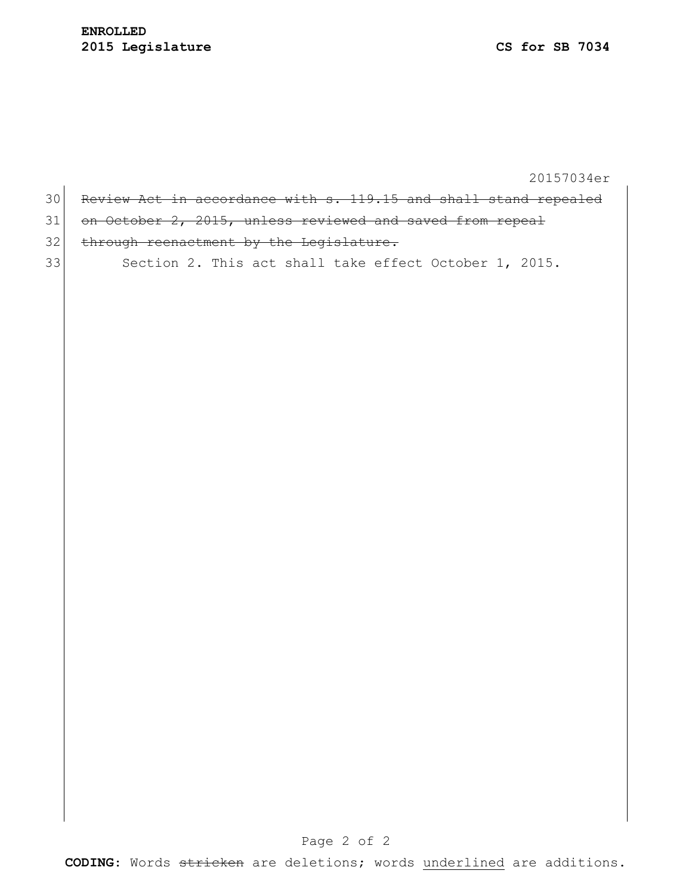30 ~~Review Act in accordance with s. 119.15 and shall stand repealed~~
31 ~~on October 2, 2015, unless reviewed and saved from repeal~~
32 ~~through reenactment by the Legislature.~~
33 Section 2. This act shall take effect October 1, 2015.

**CODING:** Words ~~stricken~~ are deletions; words <u>underlined</u> are additions.